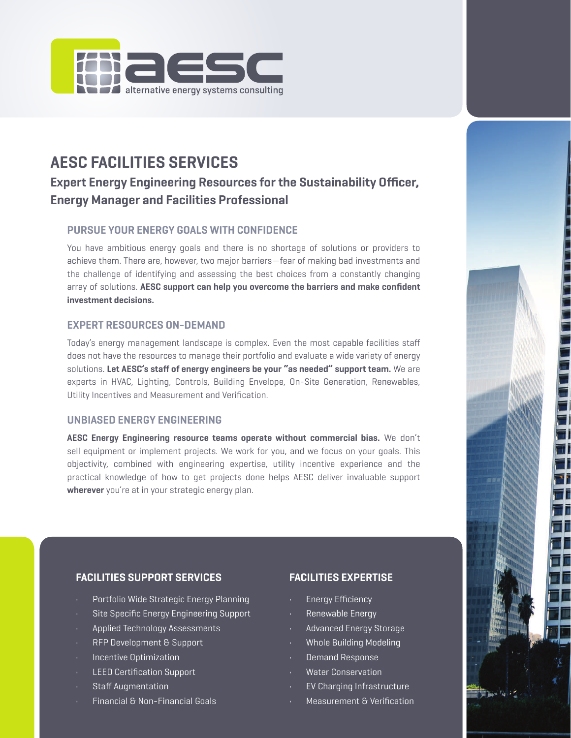aesc
alternative energy systems consulting

# AESC FACILITIES SERVICES

## Expert Energy Engineering Resources for the Sustainability Officer, Energy Manager and Facilities Professional

### PURSUE YOUR ENERGY GOALS WITH CONFIDENCE

You have ambitious energy goals and there is no shortage of solutions or providers to achieve them. There are, however, two major barriers—fear of making bad investments and the challenge of identifying and assessing the best choices from a constantly changing array of solutions. **AESC support can help you overcome the barriers and make confident investment decisions.**

### EXPERT RESOURCES ON-DEMAND

Today's energy management landscape is complex. Even the most capable facilities staff does not have the resources to manage their portfolio and evaluate a wide variety of energy solutions. **Let AESC's staff of energy engineers be your "as needed" support team.** We are experts in HVAC, Lighting, Controls, Building Envelope, On-Site Generation, Renewables, Utility Incentives and Measurement and Verification.

### UNBIASED ENERGY ENGINEERING

**AESC Energy Engineering resource teams operate without commercial bias.** We don't sell equipment or implement projects. We work for you, and we focus on your goals. This objectivity, combined with engineering expertise, utility incentive experience and the practical knowledge of how to get projects done helps AESC deliver invaluable support **wherever** you're at in your strategic energy plan.

### FACILITIES SUPPORT SERVICES

- Portfolio Wide Strategic Energy Planning
- Site Specific Energy Engineering Support
- Applied Technology Assessments
- RFP Development & Support
- Incentive Optimization
- LEED Certification Support
- Staff Augmentation
- Financial & Non-Financial Goals

### FACILITIES EXPERTISE

- Energy Efficiency
- Renewable Energy
- Advanced Energy Storage
- Whole Building Modeling
- Demand Response
- Water Conservation
- EV Charging Infrastructure
- Measurement & Verification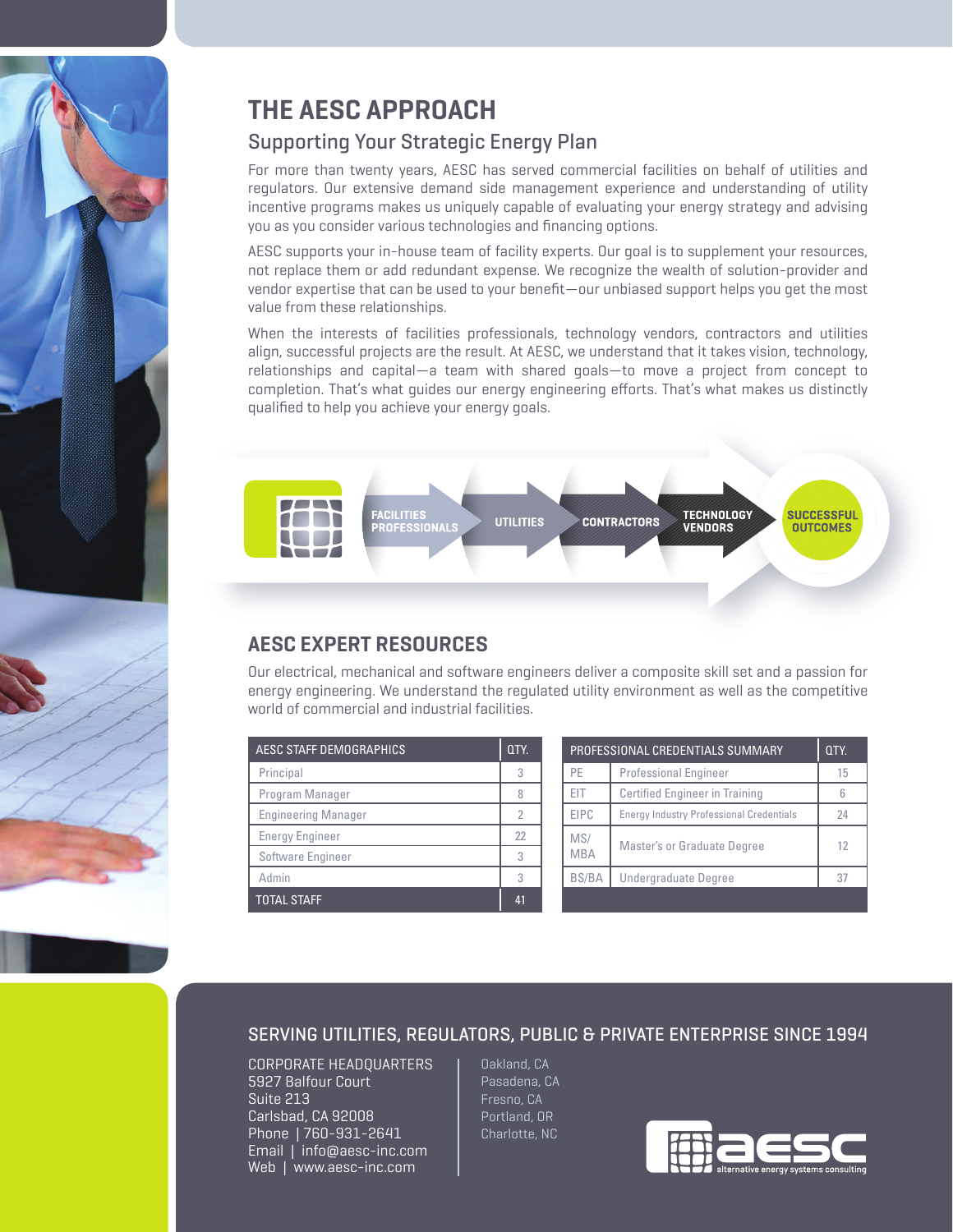# THE AESC APPROACH

## Supporting Your Strategic Energy Plan

For more than twenty years, AESC has served commercial facilities on behalf of utilities and regulators. Our extensive demand side management experience and understanding of utility incentive programs makes us uniquely capable of evaluating your energy strategy and advising you as you consider various technologies and financing options.

AESC supports your in-house team of facility experts. Our goal is to supplement your resources, not replace them or add redundant expense. We recognize the wealth of solution-provider and vendor expertise that can be used to your benefit—our unbiased support helps you get the most value from these relationships.

When the interests of facilities professionals, technology vendors, contractors and utilities align, successful projects are the result. At AESC, we understand that it takes vision, technology, relationships and capital—a team with shared goals—to move a project from concept to completion. That's what guides our energy engineering efforts. That's what makes us distinctly qualified to help you achieve your energy goals.

FACILITIES PROFESSIONALS
UTILITIES
CONTRACTORS
TECHNOLOGY VENDORS
SUCCESSFUL OUTCOMES

## AESC EXPERT RESOURCES

Our electrical, mechanical and software engineers deliver a composite skill set and a passion for energy engineering. We understand the regulated utility environment as well as the competitive world of commercial and industrial facilities.

| AESC STAFF DEMOGRAPHICS | QTY. |
|---|---|
| Principal | 3 |
| Program Manager | 8 |
| Engineering Manager | 2 |
| Energy Engineer | 22 |
| Software Engineer | 3 |
| Admin | 3 |
| TOTAL STAFF | 41 |

| PROFESSIONAL CREDENTIALS SUMMARY | | QTY. |
|---|---|---|
| PE | Professional Engineer | 15 |
| EIT | Certified Engineer in Training | 6 |
| EIPC | Energy Industry Professional Credentials | 24 |
| MS/ MBA | Master's or Graduate Degree | 12 |
| BS/BA | Undergraduate Degree | 37 |

## SERVING UTILITIES, REGULATORS, PUBLIC & PRIVATE ENTERPRISE SINCE 1994

CORPORATE HEADQUARTERS
5927 Balfour Court
Suite 213
Carlsbad, CA 92008
Phone | 760-931-2641
Email | info@aesc-inc.com
Web | www.aesc-inc.com

Oakland, CA
Pasadena, CA
Fresno, CA
Portland, OR
Charlotte, NC

aesc alternative energy systems consulting